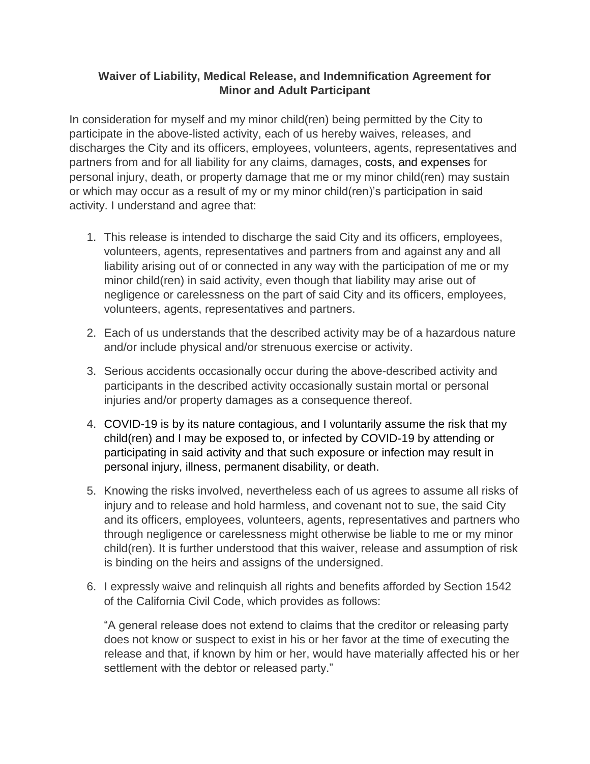**Waiver of Liability, Medical Release, and Indemnification Agreement for Minor and Adult Participant**

In consideration for myself and my minor child(ren) being permitted by the City to participate in the above-listed activity, each of us hereby waives, releases, and discharges the City and its officers, employees, volunteers, agents, representatives and partners from and for all liability for any claims, damages, costs, and expenses for personal injury, death, or property damage that me or my minor child(ren) may sustain or which may occur as a result of my or my minor child(ren)'s participation in said activity. I understand and agree that:

1. This release is intended to discharge the said City and its officers, employees, volunteers, agents, representatives and partners from and against any and all liability arising out of or connected in any way with the participation of me or my minor child(ren) in said activity, even though that liability may arise out of negligence or carelessness on the part of said City and its officers, employees, volunteers, agents, representatives and partners.

2. Each of us understands that the described activity may be of a hazardous nature and/or include physical and/or strenuous exercise or activity.

3. Serious accidents occasionally occur during the above-described activity and participants in the described activity occasionally sustain mortal or personal injuries and/or property damages as a consequence thereof.

4. COVID-19 is by its nature contagious, and I voluntarily assume the risk that my child(ren) and I may be exposed to, or infected by COVID-19 by attending or participating in said activity and that such exposure or infection may result in personal injury, illness, permanent disability, or death.

5. Knowing the risks involved, nevertheless each of us agrees to assume all risks of injury and to release and hold harmless, and covenant not to sue, the said City and its officers, employees, volunteers, agents, representatives and partners who through negligence or carelessness might otherwise be liable to me or my minor child(ren). It is further understood that this waiver, release and assumption of risk is binding on the heirs and assigns of the undersigned.

6. I expressly waive and relinquish all rights and benefits afforded by Section 1542 of the California Civil Code, which provides as follows:

   "A general release does not extend to claims that the creditor or releasing party does not know or suspect to exist in his or her favor at the time of executing the release and that, if known by him or her, would have materially affected his or her settlement with the debtor or released party."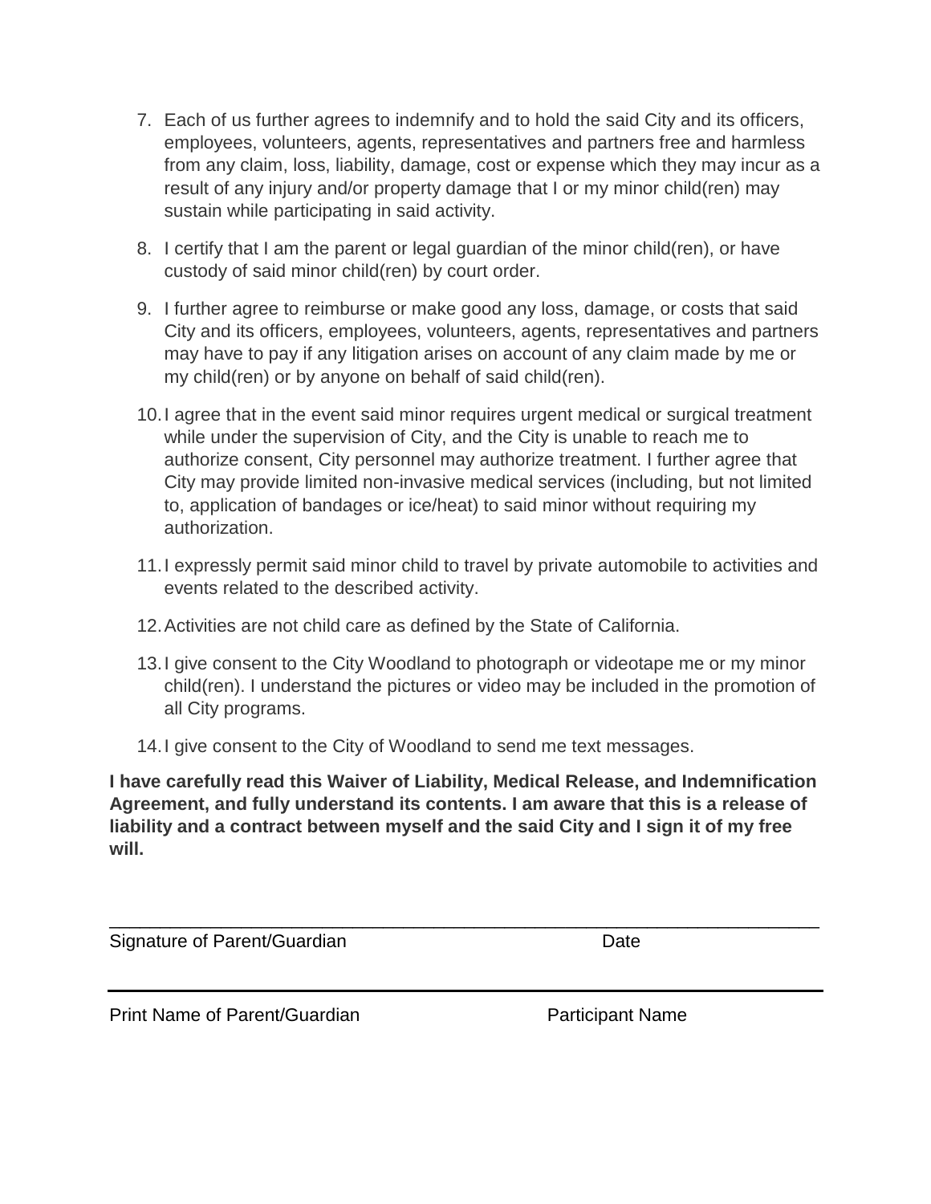7. Each of us further agrees to indemnify and to hold the said City and its officers, employees, volunteers, agents, representatives and partners free and harmless from any claim, loss, liability, damage, cost or expense which they may incur as a result of any injury and/or property damage that I or my minor child(ren) may sustain while participating in said activity.

8. I certify that I am the parent or legal guardian of the minor child(ren), or have custody of said minor child(ren) by court order.

9. I further agree to reimburse or make good any loss, damage, or costs that said City and its officers, employees, volunteers, agents, representatives and partners may have to pay if any litigation arises on account of any claim made by me or my child(ren) or by anyone on behalf of said child(ren).

10. I agree that in the event said minor requires urgent medical or surgical treatment while under the supervision of City, and the City is unable to reach me to authorize consent, City personnel may authorize treatment. I further agree that City may provide limited non-invasive medical services (including, but not limited to, application of bandages or ice/heat) to said minor without requiring my authorization.

11. I expressly permit said minor child to travel by private automobile to activities and events related to the described activity.

12. Activities are not child care as defined by the State of California.

13. I give consent to the City Woodland to photograph or videotape me or my minor child(ren). I understand the pictures or video may be included in the promotion of all City programs.

14. I give consent to the City of Woodland to send me text messages.

**I have carefully read this Waiver of Liability, Medical Release, and Indemnification Agreement, and fully understand its contents. I am aware that this is a release of liability and a contract between myself and the said City and I sign it of my free will.**

\_\_\_\_\_\_\_\_\_\_\_\_\_\_\_\_\_\_\_\_\_\_\_\_\_\_\_\_\_\_\_\_\_\_\_\_\_\_\_\_\_\_\_\_\_\_\_\_\_\_\_\_\_\_\_\_\_\_\_\_\_\_\_\_

Signature of Parent/Guardian Date

\_\_\_\_\_\_\_\_\_\_\_\_\_\_\_\_\_\_\_\_\_\_\_\_\_\_\_\_\_\_\_\_\_\_\_\_\_\_\_\_\_\_\_\_\_\_\_\_\_\_\_\_\_\_\_\_\_\_\_\_\_\_\_\_

Print Name of Parent/Guardian Participant Name